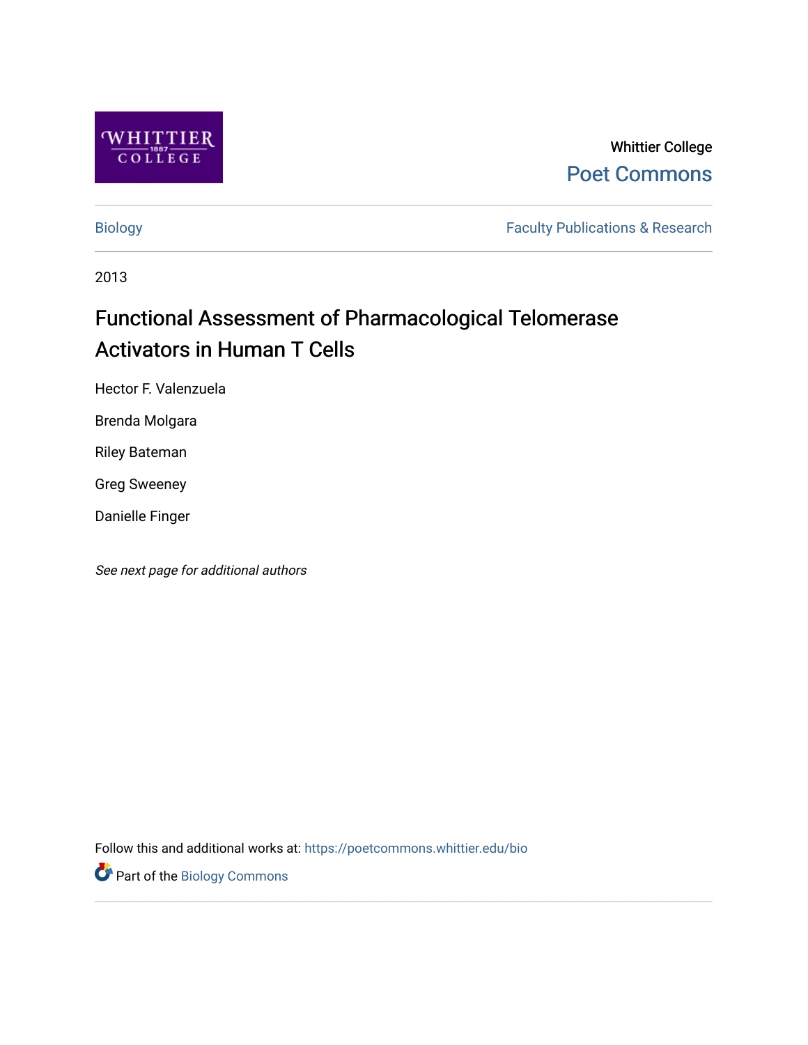Whittier College
Poet Commons

Biology | Faculty Publications & Research

2013

# Functional Assessment of Pharmacological Telomerase Activators in Human T Cells

Hector F. Valenzuela

Brenda Molgara

Riley Bateman

Greg Sweeney

Danielle Finger

*See next page for additional authors*

Follow this and additional works at: https://poetcommons.whittier.edu/bio

Part of the Biology Commons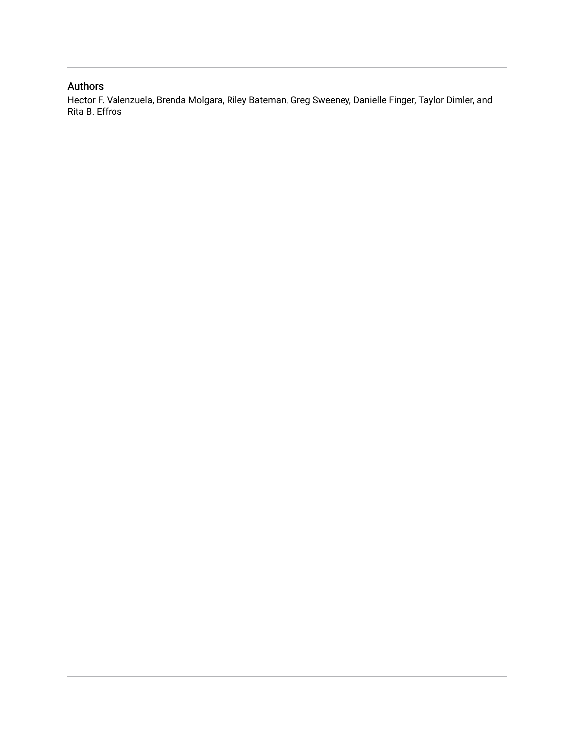## Authors

Hector F. Valenzuela, Brenda Molgara, Riley Bateman, Greg Sweeney, Danielle Finger, Taylor Dimler, and Rita B. Effros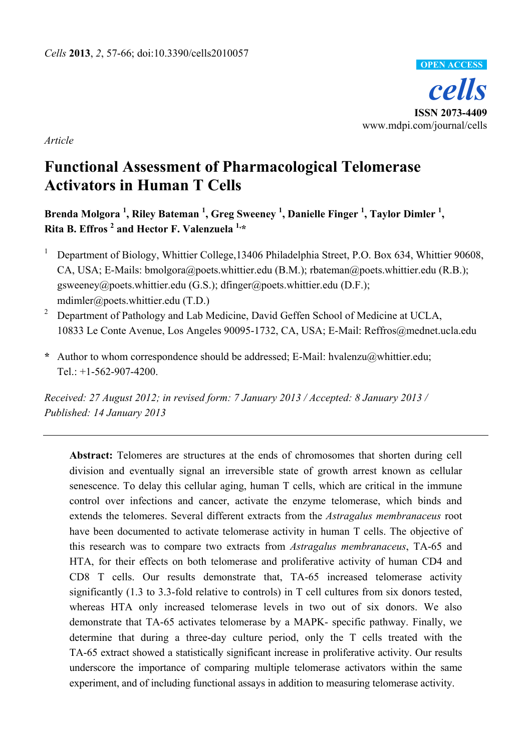*Cells* **2013**, *2*, 57-66; doi:10.3390/cells2010057

**OPEN ACCESS**

***cells***

**ISSN 2073-4409**

www.mdpi.com/journal/cells

*Article*

# Functional Assessment of Pharmacological Telomerase Activators in Human T Cells

**Brenda Molgora [1], Riley Bateman [1], Greg Sweeney [1], Danielle Finger [1], Taylor Dimler [1], Rita B. Effros [2] and Hector F. Valenzuela [1,*]**

1. Department of Biology, Whittier College,13406 Philadelphia Street, P.O. Box 634, Whittier 90608, CA, USA; E-Mails: bmolgora@poets.whittier.edu (B.M.); rbateman@poets.whittier.edu (R.B.); gsweeney@poets.whittier.edu (G.S.); dfinger@poets.whittier.edu (D.F.); mdimler@poets.whittier.edu (T.D.)
2. Department of Pathology and Lab Medicine, David Geffen School of Medicine at UCLA, 10833 Le Conte Avenue, Los Angeles 90095-1732, CA, USA; E-Mail: Reffros@mednet.ucla.edu

**\*** Author to whom correspondence should be addressed; E-Mail: hvalenzu@whittier.edu; Tel.: +1-562-907-4200.

*Received: 27 August 2012; in revised form: 7 January 2013 / Accepted: 8 January 2013 / Published: 14 January 2013*

---

**Abstract:** Telomeres are structures at the ends of chromosomes that shorten during cell division and eventually signal an irreversible state of growth arrest known as cellular senescence. To delay this cellular aging, human T cells, which are critical in the immune control over infections and cancer, activate the enzyme telomerase, which binds and extends the telomeres. Several different extracts from the *Astragalus membranaceus* root have been documented to activate telomerase activity in human T cells. The objective of this research was to compare two extracts from *Astragalus membranaceus*, TA-65 and HTA, for their effects on both telomerase and proliferative activity of human CD4 and CD8 T cells. Our results demonstrate that, TA-65 increased telomerase activity significantly (1.3 to 3.3-fold relative to controls) in T cell cultures from six donors tested, whereas HTA only increased telomerase levels in two out of six donors. We also demonstrate that TA-65 activates telomerase by a MAPK- specific pathway. Finally, we determine that during a three-day culture period, only the T cells treated with the TA-65 extract showed a statistically significant increase in proliferative activity. Our results underscore the importance of comparing multiple telomerase activators within the same experiment, and of including functional assays in addition to measuring telomerase activity.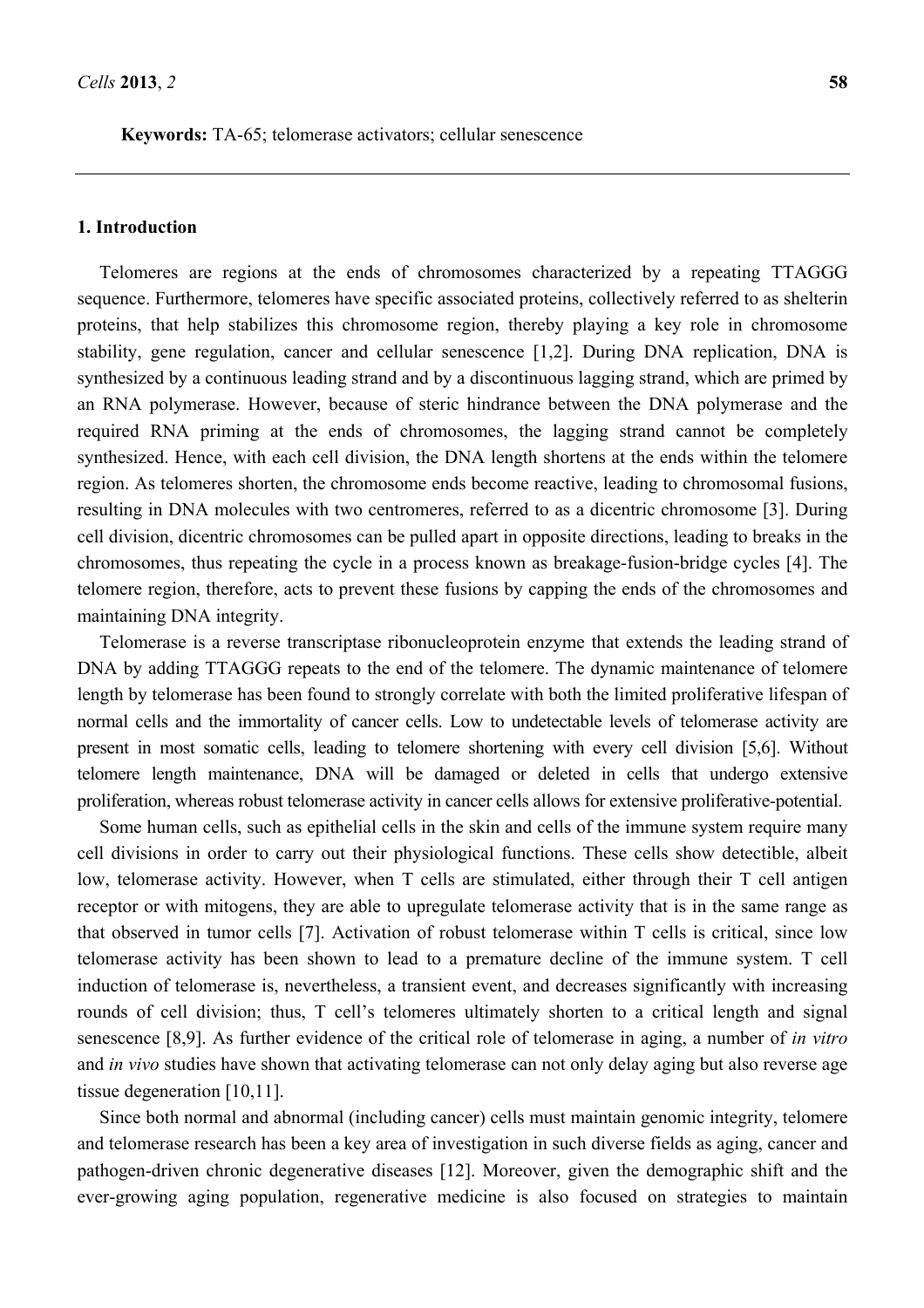**Keywords:** TA-65; telomerase activators; cellular senescence

## 1. Introduction

Telomeres are regions at the ends of chromosomes characterized by a repeating TTAGGG sequence. Furthermore, telomeres have specific associated proteins, collectively referred to as shelterin proteins, that help stabilizes this chromosome region, thereby playing a key role in chromosome stability, gene regulation, cancer and cellular senescence [1,2]. During DNA replication, DNA is synthesized by a continuous leading strand and by a discontinuous lagging strand, which are primed by an RNA polymerase. However, because of steric hindrance between the DNA polymerase and the required RNA priming at the ends of chromosomes, the lagging strand cannot be completely synthesized. Hence, with each cell division, the DNA length shortens at the ends within the telomere region. As telomeres shorten, the chromosome ends become reactive, leading to chromosomal fusions, resulting in DNA molecules with two centromeres, referred to as a dicentric chromosome [3]. During cell division, dicentric chromosomes can be pulled apart in opposite directions, leading to breaks in the chromosomes, thus repeating the cycle in a process known as breakage-fusion-bridge cycles [4]. The telomere region, therefore, acts to prevent these fusions by capping the ends of the chromosomes and maintaining DNA integrity.

Telomerase is a reverse transcriptase ribonucleoprotein enzyme that extends the leading strand of DNA by adding TTAGGG repeats to the end of the telomere. The dynamic maintenance of telomere length by telomerase has been found to strongly correlate with both the limited proliferative lifespan of normal cells and the immortality of cancer cells. Low to undetectable levels of telomerase activity are present in most somatic cells, leading to telomere shortening with every cell division [5,6]. Without telomere length maintenance, DNA will be damaged or deleted in cells that undergo extensive proliferation, whereas robust telomerase activity in cancer cells allows for extensive proliferative-potential.

Some human cells, such as epithelial cells in the skin and cells of the immune system require many cell divisions in order to carry out their physiological functions. These cells show detectible, albeit low, telomerase activity. However, when T cells are stimulated, either through their T cell antigen receptor or with mitogens, they are able to upregulate telomerase activity that is in the same range as that observed in tumor cells [7]. Activation of robust telomerase within T cells is critical, since low telomerase activity has been shown to lead to a premature decline of the immune system. T cell induction of telomerase is, nevertheless, a transient event, and decreases significantly with increasing rounds of cell division; thus, T cell's telomeres ultimately shorten to a critical length and signal senescence [8,9]. As further evidence of the critical role of telomerase in aging, a number of *in vitro* and *in vivo* studies have shown that activating telomerase can not only delay aging but also reverse age tissue degeneration [10,11].

Since both normal and abnormal (including cancer) cells must maintain genomic integrity, telomere and telomerase research has been a key area of investigation in such diverse fields as aging, cancer and pathogen-driven chronic degenerative diseases [12]. Moreover, given the demographic shift and the ever-growing aging population, regenerative medicine is also focused on strategies to maintain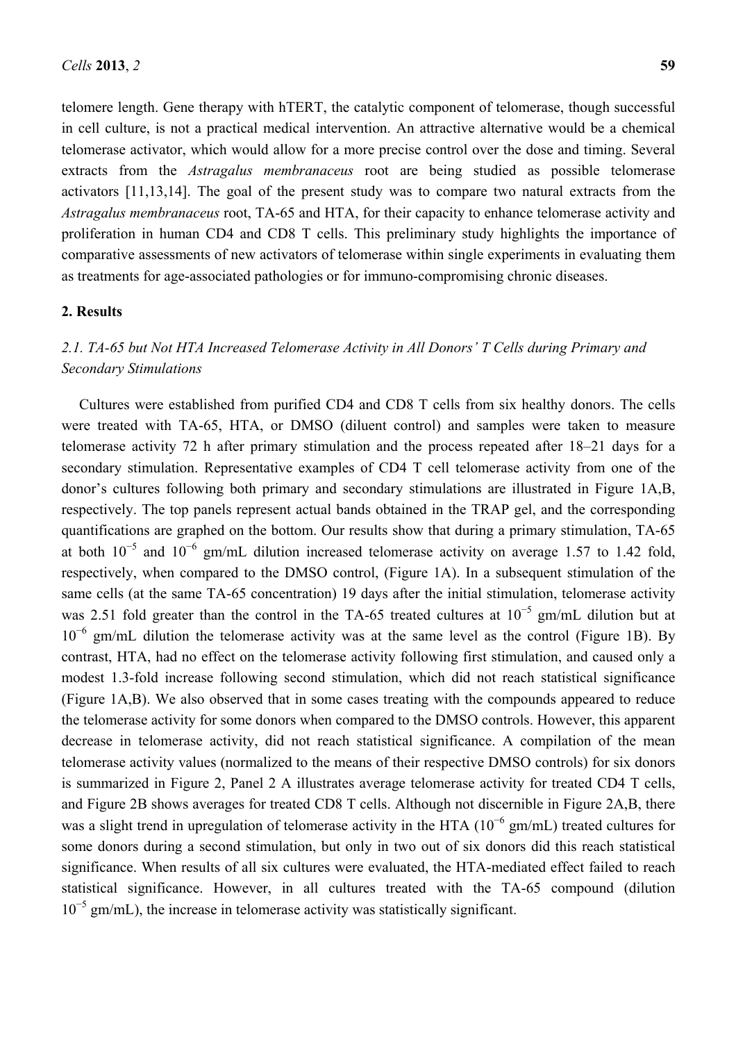telomere length. Gene therapy with hTERT, the catalytic component of telomerase, though successful in cell culture, is not a practical medical intervention. An attractive alternative would be a chemical telomerase activator, which would allow for a more precise control over the dose and timing. Several extracts from the *Astragalus membranaceus* root are being studied as possible telomerase activators [11,13,14]. The goal of the present study was to compare two natural extracts from the *Astragalus membranaceus* root, TA-65 and HTA, for their capacity to enhance telomerase activity and proliferation in human CD4 and CD8 T cells. This preliminary study highlights the importance of comparative assessments of new activators of telomerase within single experiments in evaluating them as treatments for age-associated pathologies or for immuno-compromising chronic diseases.

## 2. Results

### *2.1. TA-65 but Not HTA Increased Telomerase Activity in All Donors' T Cells during Primary and Secondary Stimulations*

Cultures were established from purified CD4 and CD8 T cells from six healthy donors. The cells were treated with TA-65, HTA, or DMSO (diluent control) and samples were taken to measure telomerase activity 72 h after primary stimulation and the process repeated after 18–21 days for a secondary stimulation. Representative examples of CD4 T cell telomerase activity from one of the donor's cultures following both primary and secondary stimulations are illustrated in Figure 1A,B, respectively. The top panels represent actual bands obtained in the TRAP gel, and the corresponding quantifications are graphed on the bottom. Our results show that during a primary stimulation, TA-65 at both $10^{-5}$ and $10^{-6}$ gm/mL dilution increased telomerase activity on average 1.57 to 1.42 fold, respectively, when compared to the DMSO control, (Figure 1A). In a subsequent stimulation of the same cells (at the same TA-65 concentration) 19 days after the initial stimulation, telomerase activity was 2.51 fold greater than the control in the TA-65 treated cultures at $10^{-5}$ gm/mL dilution but at $10^{-6}$ gm/mL dilution the telomerase activity was at the same level as the control (Figure 1B). By contrast, HTA, had no effect on the telomerase activity following first stimulation, and caused only a modest 1.3-fold increase following second stimulation, which did not reach statistical significance (Figure 1A,B). We also observed that in some cases treating with the compounds appeared to reduce the telomerase activity for some donors when compared to the DMSO controls. However, this apparent decrease in telomerase activity, did not reach statistical significance. A compilation of the mean telomerase activity values (normalized to the means of their respective DMSO controls) for six donors is summarized in Figure 2, Panel 2 A illustrates average telomerase activity for treated CD4 T cells, and Figure 2B shows averages for treated CD8 T cells. Although not discernible in Figure 2A,B, there was a slight trend in upregulation of telomerase activity in the HTA ($10^{-6}$ gm/mL) treated cultures for some donors during a second stimulation, but only in two out of six donors did this reach statistical significance. When results of all six cultures were evaluated, the HTA-mediated effect failed to reach statistical significance. However, in all cultures treated with the TA-65 compound (dilution $10^{-5}$ gm/mL), the increase in telomerase activity was statistically significant.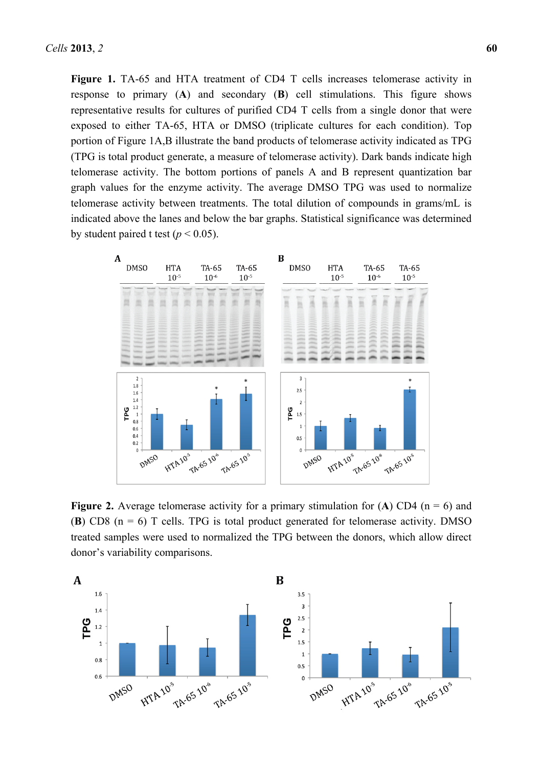**Figure 1.** TA-65 and HTA treatment of CD4 T cells increases telomerase activity in response to primary (**A**) and secondary (**B**) cell stimulations. This figure shows representative results for cultures of purified CD4 T cells from a single donor that were exposed to either TA-65, HTA or DMSO (triplicate cultures for each condition). Top portion of Figure 1A,B illustrate the band products of telomerase activity indicated as TPG (TPG is total product generate, a measure of telomerase activity). Dark bands indicate high telomerase activity. The bottom portions of panels A and B represent quantization bar graph values for the enzyme activity. The average DMSO TPG was used to normalize telomerase activity between treatments. The total dilution of compounds in grams/mL is indicated above the lanes and below the bar graphs. Statistical significance was determined by student paired t test ($p < 0.05$).

**Figure 2.** Average telomerase activity for a primary stimulation for (**A**) CD4 (n = 6) and (**B**) CD8 (n = 6) T cells. TPG is total product generated for telomerase activity. DMSO treated samples were used to normalized the TPG between the donors, which allow direct donor's variability comparisons.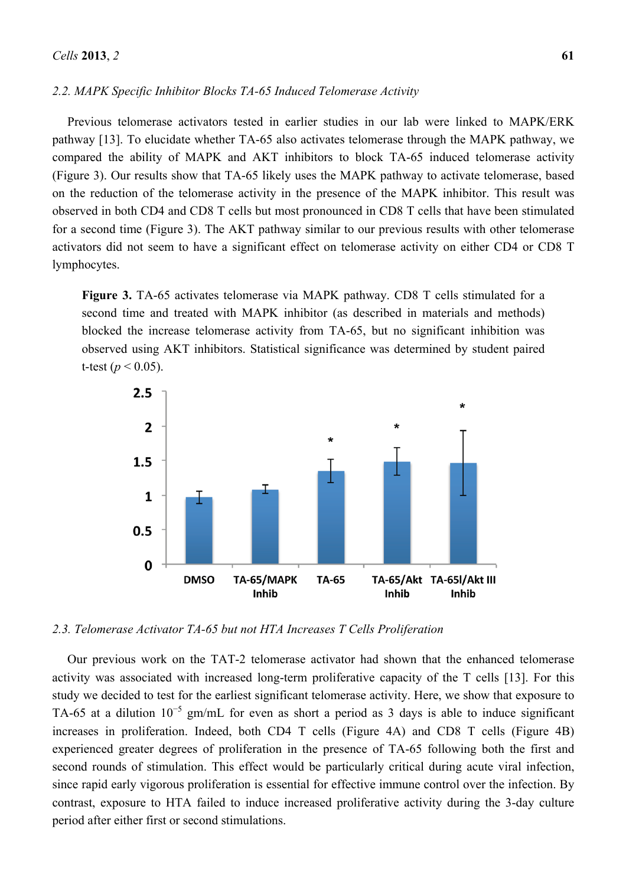### 2.2. MAPK Specific Inhibitor Blocks TA-65 Induced Telomerase Activity

Previous telomerase activators tested in earlier studies in our lab were linked to MAPK/ERK pathway [13]. To elucidate whether TA-65 also activates telomerase through the MAPK pathway, we compared the ability of MAPK and AKT inhibitors to block TA-65 induced telomerase activity (Figure 3). Our results show that TA-65 likely uses the MAPK pathway to activate telomerase, based on the reduction of the telomerase activity in the presence of the MAPK inhibitor. This result was observed in both CD4 and CD8 T cells but most pronounced in CD8 T cells that have been stimulated for a second time (Figure 3). The AKT pathway similar to our previous results with other telomerase activators did not seem to have a significant effect on telomerase activity on either CD4 or CD8 T lymphocytes.

**Figure 3.** TA-65 activates telomerase via MAPK pathway. CD8 T cells stimulated for a second time and treated with MAPK inhibitor (as described in materials and methods) blocked the increase telomerase activity from TA-65, but no significant inhibition was observed using AKT inhibitors. Statistical significance was determined by student paired t-test ($p < 0.05$).

### 2.3. Telomerase Activator TA-65 but not HTA Increases T Cells Proliferation

Our previous work on the TAT-2 telomerase activator had shown that the enhanced telomerase activity was associated with increased long-term proliferative capacity of the T cells [13]. For this study we decided to test for the earliest significant telomerase activity. Here, we show that exposure to TA-65 at a dilution $10^{-5}$ gm/mL for even as short a period as 3 days is able to induce significant increases in proliferation. Indeed, both CD4 T cells (Figure 4A) and CD8 T cells (Figure 4B) experienced greater degrees of proliferation in the presence of TA-65 following both the first and second rounds of stimulation. This effect would be particularly critical during acute viral infection, since rapid early vigorous proliferation is essential for effective immune control over the infection. By contrast, exposure to HTA failed to induce increased proliferative activity during the 3-day culture period after either first or second stimulations.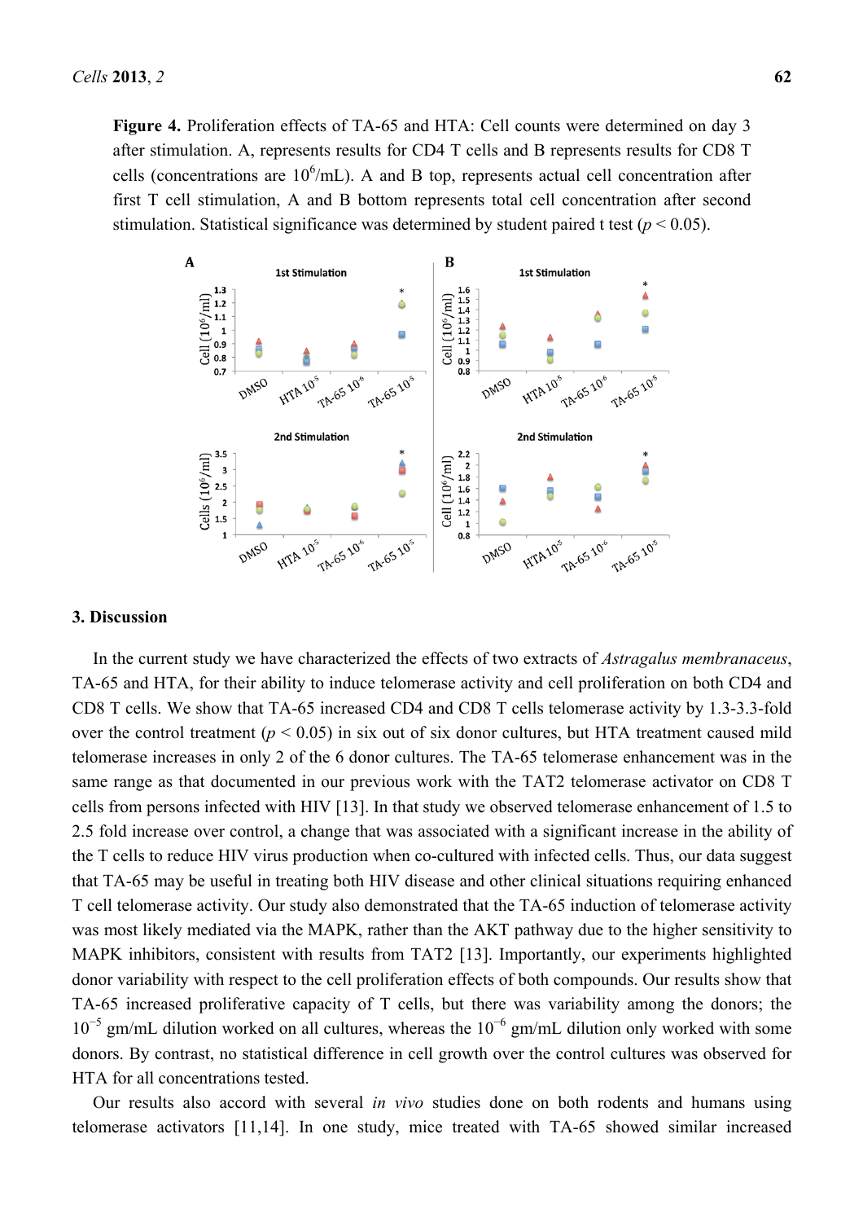**Figure 4.** Proliferation effects of TA-65 and HTA: Cell counts were determined on day 3 after stimulation. A, represents results for CD4 T cells and B represents results for CD8 T cells (concentrations are $10^6$/mL). A and B top, represents actual cell concentration after first T cell stimulation, A and B bottom represents total cell concentration after second stimulation. Statistical significance was determined by student paired t test ($p < 0.05$).

## 3. Discussion

In the current study we have characterized the effects of two extracts of *Astragalus membranaceus*, TA-65 and HTA, for their ability to induce telomerase activity and cell proliferation on both CD4 and CD8 T cells. We show that TA-65 increased CD4 and CD8 T cells telomerase activity by 1.3-3.3-fold over the control treatment ($p < 0.05$) in six out of six donor cultures, but HTA treatment caused mild telomerase increases in only 2 of the 6 donor cultures. The TA-65 telomerase enhancement was in the same range as that documented in our previous work with the TAT2 telomerase activator on CD8 T cells from persons infected with HIV [13]. In that study we observed telomerase enhancement of 1.5 to 2.5 fold increase over control, a change that was associated with a significant increase in the ability of the T cells to reduce HIV virus production when co-cultured with infected cells. Thus, our data suggest that TA-65 may be useful in treating both HIV disease and other clinical situations requiring enhanced T cell telomerase activity. Our study also demonstrated that the TA-65 induction of telomerase activity was most likely mediated via the MAPK, rather than the AKT pathway due to the higher sensitivity to MAPK inhibitors, consistent with results from TAT2 [13]. Importantly, our experiments highlighted donor variability with respect to the cell proliferation effects of both compounds. Our results show that TA-65 increased proliferative capacity of T cells, but there was variability among the donors; the $10^{-5}$ gm/mL dilution worked on all cultures, whereas the $10^{-6}$ gm/mL dilution only worked with some donors. By contrast, no statistical difference in cell growth over the control cultures was observed for HTA for all concentrations tested.

Our results also accord with several *in vivo* studies done on both rodents and humans using telomerase activators [11,14]. In one study, mice treated with TA-65 showed similar increased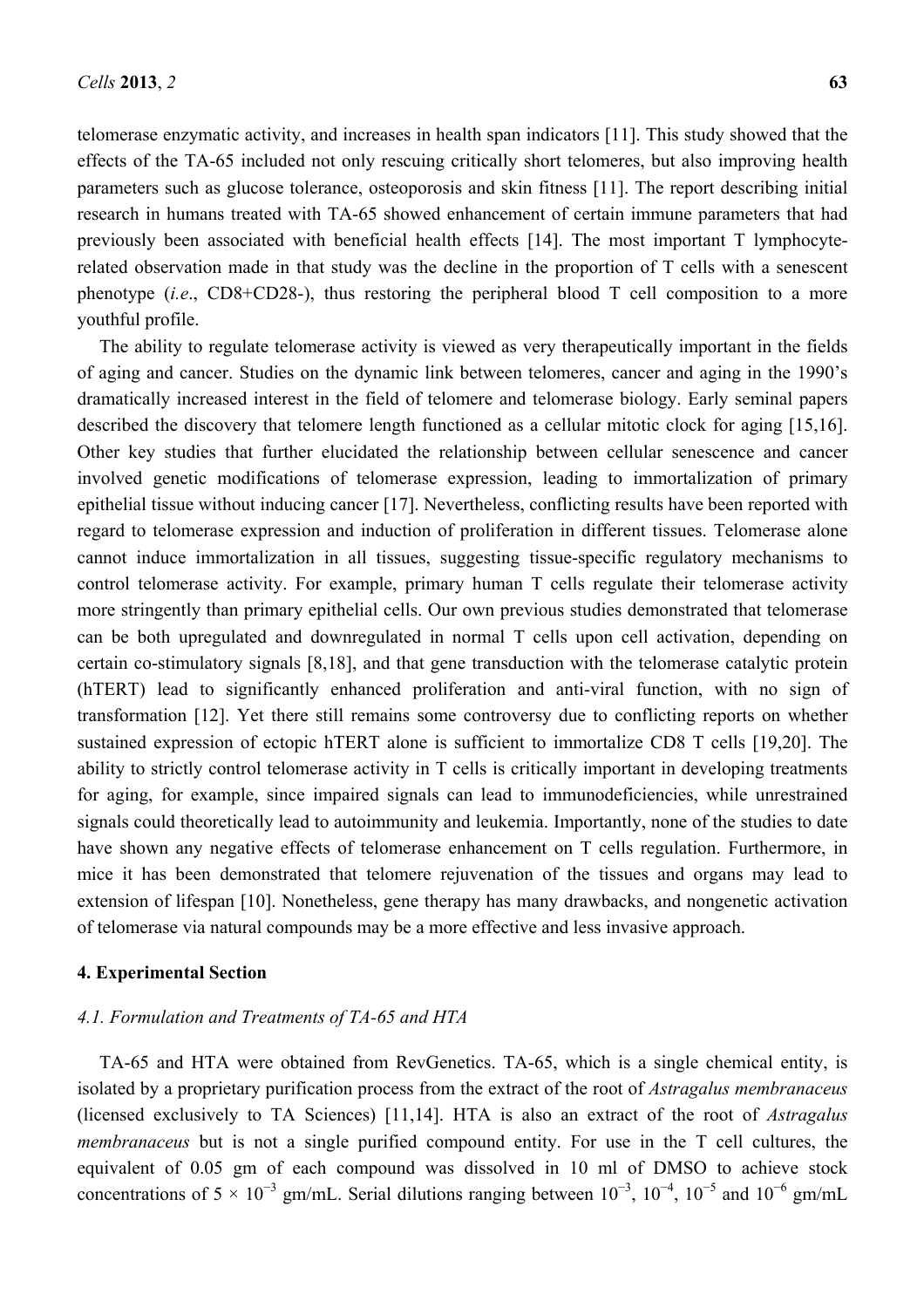telomerase enzymatic activity, and increases in health span indicators [11]. This study showed that the effects of the TA-65 included not only rescuing critically short telomeres, but also improving health parameters such as glucose tolerance, osteoporosis and skin fitness [11]. The report describing initial research in humans treated with TA-65 showed enhancement of certain immune parameters that had previously been associated with beneficial health effects [14]. The most important T lymphocyte-related observation made in that study was the decline in the proportion of T cells with a senescent phenotype (*i.e.*, CD8+CD28-), thus restoring the peripheral blood T cell composition to a more youthful profile.

The ability to regulate telomerase activity is viewed as very therapeutically important in the fields of aging and cancer. Studies on the dynamic link between telomeres, cancer and aging in the 1990's dramatically increased interest in the field of telomere and telomerase biology. Early seminal papers described the discovery that telomere length functioned as a cellular mitotic clock for aging [15,16]. Other key studies that further elucidated the relationship between cellular senescence and cancer involved genetic modifications of telomerase expression, leading to immortalization of primary epithelial tissue without inducing cancer [17]. Nevertheless, conflicting results have been reported with regard to telomerase expression and induction of proliferation in different tissues. Telomerase alone cannot induce immortalization in all tissues, suggesting tissue-specific regulatory mechanisms to control telomerase activity. For example, primary human T cells regulate their telomerase activity more stringently than primary epithelial cells. Our own previous studies demonstrated that telomerase can be both upregulated and downregulated in normal T cells upon cell activation, depending on certain co-stimulatory signals [8,18], and that gene transduction with the telomerase catalytic protein (hTERT) lead to significantly enhanced proliferation and anti-viral function, with no sign of transformation [12]. Yet there still remains some controversy due to conflicting reports on whether sustained expression of ectopic hTERT alone is sufficient to immortalize CD8 T cells [19,20]. The ability to strictly control telomerase activity in T cells is critically important in developing treatments for aging, for example, since impaired signals can lead to immunodeficiencies, while unrestrained signals could theoretically lead to autoimmunity and leukemia. Importantly, none of the studies to date have shown any negative effects of telomerase enhancement on T cells regulation. Furthermore, in mice it has been demonstrated that telomere rejuvenation of the tissues and organs may lead to extension of lifespan [10]. Nonetheless, gene therapy has many drawbacks, and nongenetic activation of telomerase via natural compounds may be a more effective and less invasive approach.

## 4. Experimental Section

### *4.1. Formulation and Treatments of TA-65 and HTA*

TA-65 and HTA were obtained from RevGenetics. TA-65, which is a single chemical entity, is isolated by a proprietary purification process from the extract of the root of *Astragalus membranaceus* (licensed exclusively to TA Sciences) [11,14]. HTA is also an extract of the root of *Astragalus membranaceus* but is not a single purified compound entity. For use in the T cell cultures, the equivalent of 0.05 gm of each compound was dissolved in 10 ml of DMSO to achieve stock concentrations of $5 \times 10^{-3}$ gm/mL. Serial dilutions ranging between $10^{-3}$, $10^{-4}$, $10^{-5}$ and $10^{-6}$ gm/mL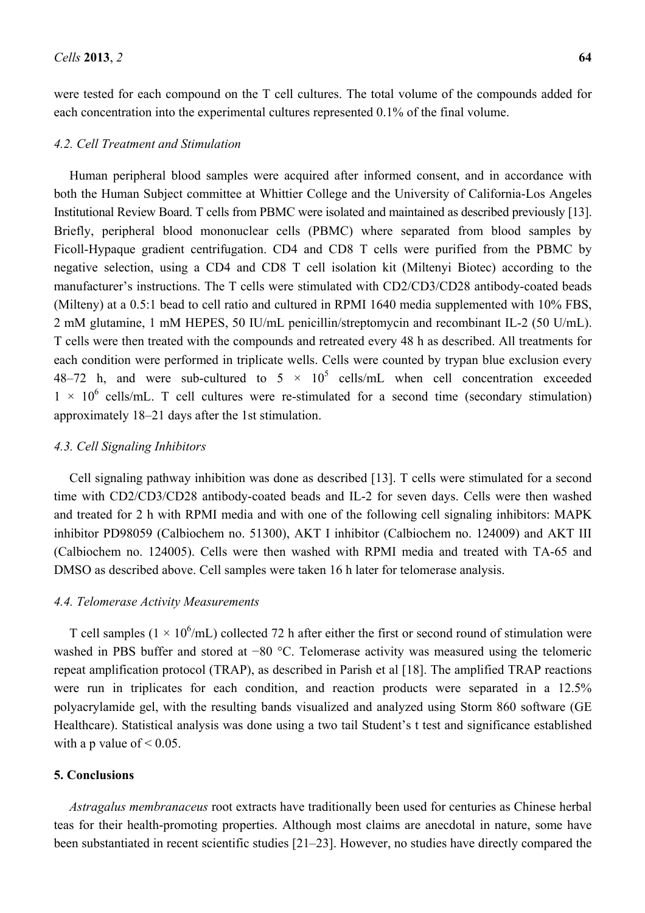were tested for each compound on the T cell cultures. The total volume of the compounds added for each concentration into the experimental cultures represented 0.1% of the final volume.

### 4.2. Cell Treatment and Stimulation

Human peripheral blood samples were acquired after informed consent, and in accordance with both the Human Subject committee at Whittier College and the University of California-Los Angeles Institutional Review Board. T cells from PBMC were isolated and maintained as described previously [13]. Briefly, peripheral blood mononuclear cells (PBMC) where separated from blood samples by Ficoll-Hypaque gradient centrifugation. CD4 and CD8 T cells were purified from the PBMC by negative selection, using a CD4 and CD8 T cell isolation kit (Miltenyi Biotec) according to the manufacturer's instructions. The T cells were stimulated with CD2/CD3/CD28 antibody-coated beads (Milteny) at a 0.5:1 bead to cell ratio and cultured in RPMI 1640 media supplemented with 10% FBS, 2 mM glutamine, 1 mM HEPES, 50 IU/mL penicillin/streptomycin and recombinant IL-2 (50 U/mL). T cells were then treated with the compounds and retreated every 48 h as described. All treatments for each condition were performed in triplicate wells. Cells were counted by trypan blue exclusion every 48–72 h, and were sub-cultured to $5 \times 10^5$ cells/mL when cell concentration exceeded $1 \times 10^6$ cells/mL. T cell cultures were re-stimulated for a second time (secondary stimulation) approximately 18–21 days after the 1st stimulation.

### 4.3. Cell Signaling Inhibitors

Cell signaling pathway inhibition was done as described [13]. T cells were stimulated for a second time with CD2/CD3/CD28 antibody-coated beads and IL-2 for seven days. Cells were then washed and treated for 2 h with RPMI media and with one of the following cell signaling inhibitors: MAPK inhibitor PD98059 (Calbiochem no. 51300), AKT I inhibitor (Calbiochem no. 124009) and AKT III (Calbiochem no. 124005). Cells were then washed with RPMI media and treated with TA-65 and DMSO as described above. Cell samples were taken 16 h later for telomerase analysis.

### 4.4. Telomerase Activity Measurements

T cell samples ($1 \times 10^6$/mL) collected 72 h after either the first or second round of stimulation were washed in PBS buffer and stored at −80 °C. Telomerase activity was measured using the telomeric repeat amplification protocol (TRAP), as described in Parish et al [18]. The amplified TRAP reactions were run in triplicates for each condition, and reaction products were separated in a 12.5% polyacrylamide gel, with the resulting bands visualized and analyzed using Storm 860 software (GE Healthcare). Statistical analysis was done using a two tail Student's t test and significance established with a p value of $< 0.05$.

## 5. Conclusions

*Astragalus membranaceus* root extracts have traditionally been used for centuries as Chinese herbal teas for their health-promoting properties. Although most claims are anecdotal in nature, some have been substantiated in recent scientific studies [21–23]. However, no studies have directly compared the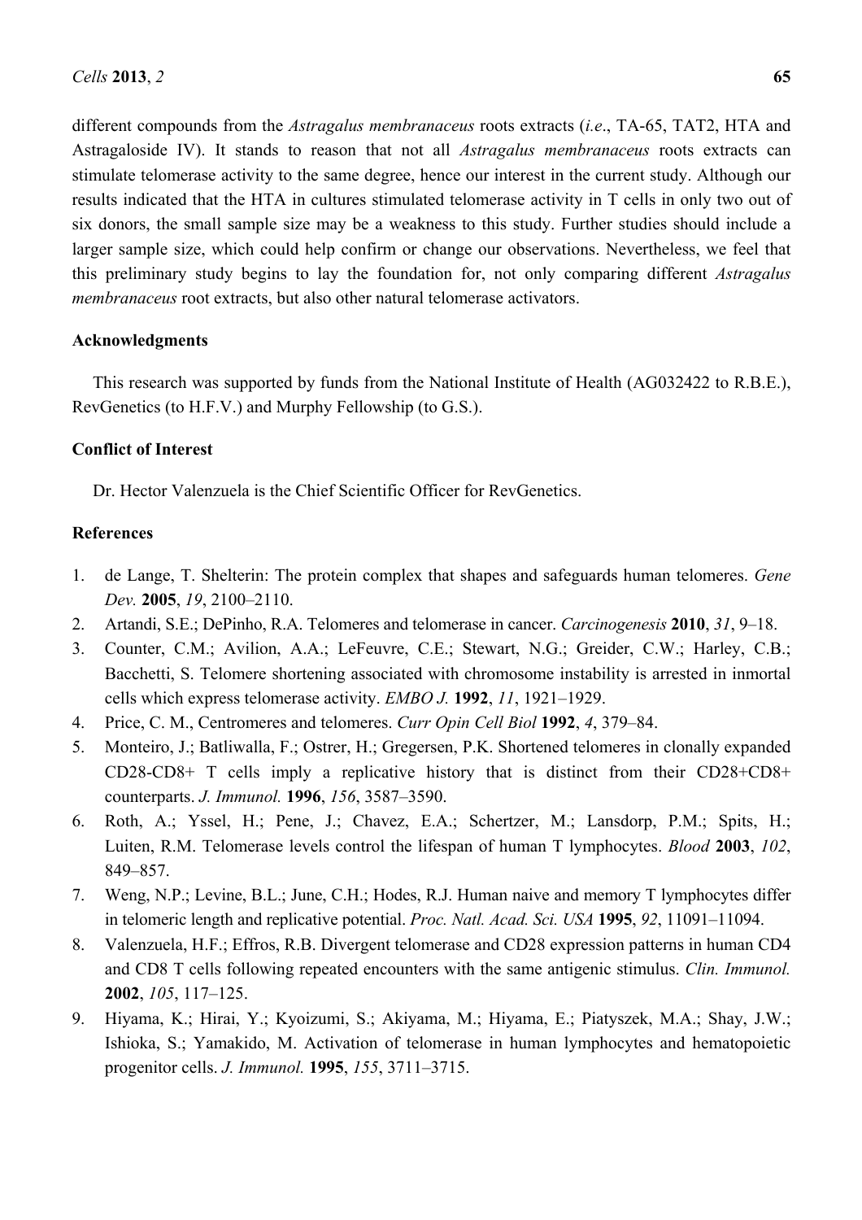different compounds from the *Astragalus membranaceus* roots extracts (*i.e.*, TA-65, TAT2, HTA and Astragaloside IV). It stands to reason that not all *Astragalus membranaceus* roots extracts can stimulate telomerase activity to the same degree, hence our interest in the current study. Although our results indicated that the HTA in cultures stimulated telomerase activity in T cells in only two out of six donors, the small sample size may be a weakness to this study. Further studies should include a larger sample size, which could help confirm or change our observations. Nevertheless, we feel that this preliminary study begins to lay the foundation for, not only comparing different *Astragalus membranaceus* root extracts, but also other natural telomerase activators.

## Acknowledgments

This research was supported by funds from the National Institute of Health (AG032422 to R.B.E.), RevGenetics (to H.F.V.) and Murphy Fellowship (to G.S.).

## Conflict of Interest

Dr. Hector Valenzuela is the Chief Scientific Officer for RevGenetics.

## References

1. de Lange, T. Shelterin: The protein complex that shapes and safeguards human telomeres. *Gene Dev.* **2005**, *19*, 2100–2110.
2. Artandi, S.E.; DePinho, R.A. Telomeres and telomerase in cancer. *Carcinogenesis* **2010**, *31*, 9–18.
3. Counter, C.M.; Avilion, A.A.; LeFeuvre, C.E.; Stewart, N.G.; Greider, C.W.; Harley, C.B.; Bacchetti, S. Telomere shortening associated with chromosome instability is arrested in inmortal cells which express telomerase activity. *EMBO J.* **1992**, *11*, 1921–1929.
4. Price, C. M., Centromeres and telomeres. *Curr Opin Cell Biol* **1992**, *4*, 379–84.
5. Monteiro, J.; Batliwalla, F.; Ostrer, H.; Gregersen, P.K. Shortened telomeres in clonally expanded CD28-CD8+ T cells imply a replicative history that is distinct from their CD28+CD8+ counterparts. *J. Immunol.* **1996**, *156*, 3587–3590.
6. Roth, A.; Yssel, H.; Pene, J.; Chavez, E.A.; Schertzer, M.; Lansdorp, P.M.; Spits, H.; Luiten, R.M. Telomerase levels control the lifespan of human T lymphocytes. *Blood* **2003**, *102*, 849–857.
7. Weng, N.P.; Levine, B.L.; June, C.H.; Hodes, R.J. Human naive and memory T lymphocytes differ in telomeric length and replicative potential. *Proc. Natl. Acad. Sci. USA* **1995**, *92*, 11091–11094.
8. Valenzuela, H.F.; Effros, R.B. Divergent telomerase and CD28 expression patterns in human CD4 and CD8 T cells following repeated encounters with the same antigenic stimulus. *Clin. Immunol.* **2002**, *105*, 117–125.
9. Hiyama, K.; Hirai, Y.; Kyoizumi, S.; Akiyama, M.; Hiyama, E.; Piatyszek, M.A.; Shay, J.W.; Ishioka, S.; Yamakido, M. Activation of telomerase in human lymphocytes and hematopoietic progenitor cells. *J. Immunol.* **1995**, *155*, 3711–3715.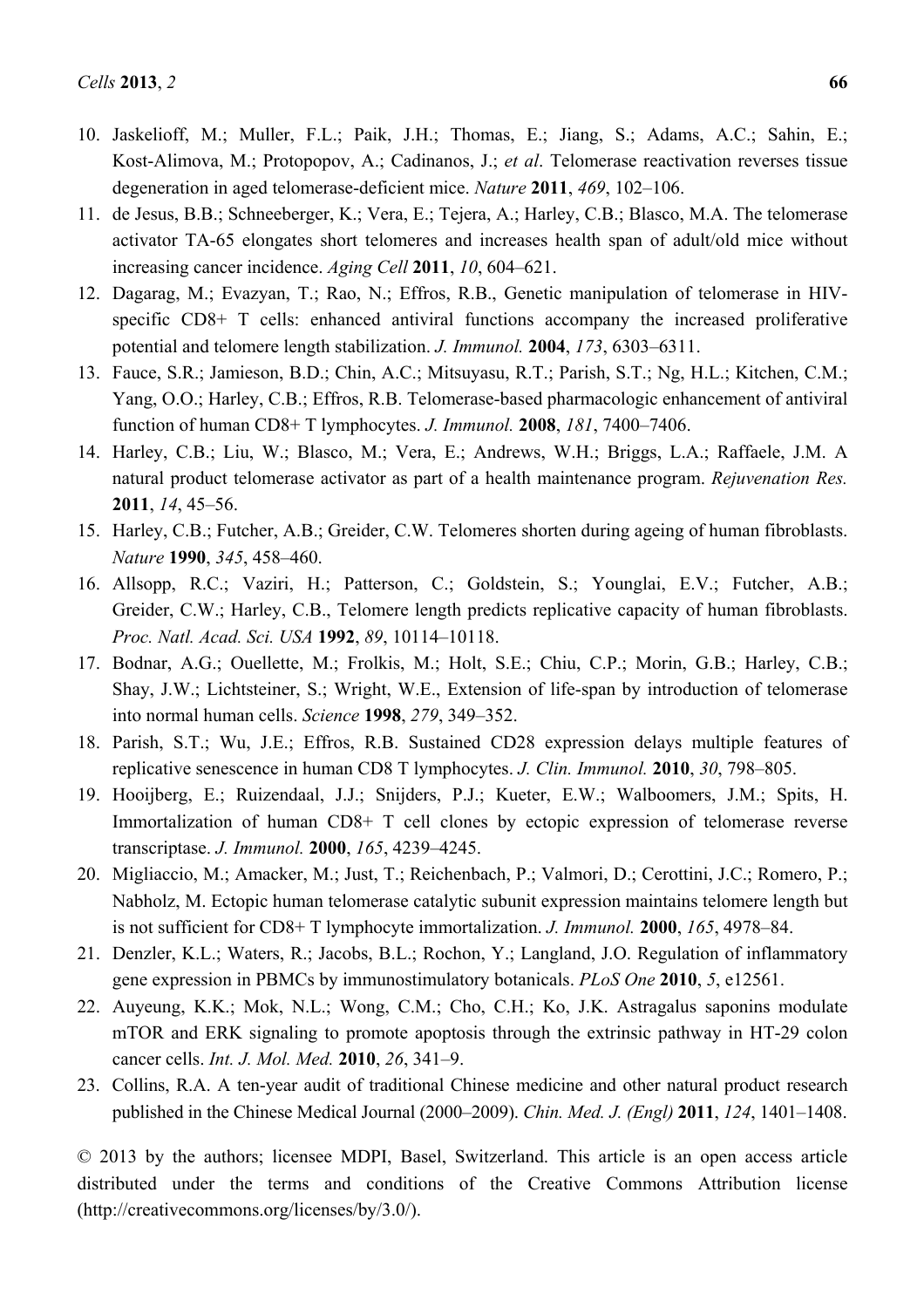10. Jaskelioff, M.; Muller, F.L.; Paik, J.H.; Thomas, E.; Jiang, S.; Adams, A.C.; Sahin, E.; Kost-Alimova, M.; Protopopov, A.; Cadinanos, J.; *et al*. Telomerase reactivation reverses tissue degeneration in aged telomerase-deficient mice. *Nature* **2011**, *469*, 102–106.
11. de Jesus, B.B.; Schneeberger, K.; Vera, E.; Tejera, A.; Harley, C.B.; Blasco, M.A. The telomerase activator TA-65 elongates short telomeres and increases health span of adult/old mice without increasing cancer incidence. *Aging Cell* **2011**, *10*, 604–621.
12. Dagarag, M.; Evazyan, T.; Rao, N.; Effros, R.B., Genetic manipulation of telomerase in HIV-specific CD8+ T cells: enhanced antiviral functions accompany the increased proliferative potential and telomere length stabilization. *J. Immunol.* **2004**, *173*, 6303–6311.
13. Fauce, S.R.; Jamieson, B.D.; Chin, A.C.; Mitsuyasu, R.T.; Parish, S.T.; Ng, H.L.; Kitchen, C.M.; Yang, O.O.; Harley, C.B.; Effros, R.B. Telomerase-based pharmacologic enhancement of antiviral function of human CD8+ T lymphocytes. *J. Immunol.* **2008**, *181*, 7400–7406.
14. Harley, C.B.; Liu, W.; Blasco, M.; Vera, E.; Andrews, W.H.; Briggs, L.A.; Raffaele, J.M. A natural product telomerase activator as part of a health maintenance program. *Rejuvenation Res.* **2011**, *14*, 45–56.
15. Harley, C.B.; Futcher, A.B.; Greider, C.W. Telomeres shorten during ageing of human fibroblasts. *Nature* **1990**, *345*, 458–460.
16. Allsopp, R.C.; Vaziri, H.; Patterson, C.; Goldstein, S.; Younglai, E.V.; Futcher, A.B.; Greider, C.W.; Harley, C.B., Telomere length predicts replicative capacity of human fibroblasts. *Proc. Natl. Acad. Sci. USA* **1992**, *89*, 10114–10118.
17. Bodnar, A.G.; Ouellette, M.; Frolkis, M.; Holt, S.E.; Chiu, C.P.; Morin, G.B.; Harley, C.B.; Shay, J.W.; Lichtsteiner, S.; Wright, W.E., Extension of life-span by introduction of telomerase into normal human cells. *Science* **1998**, *279*, 349–352.
18. Parish, S.T.; Wu, J.E.; Effros, R.B. Sustained CD28 expression delays multiple features of replicative senescence in human CD8 T lymphocytes. *J. Clin. Immunol.* **2010**, *30*, 798–805.
19. Hooijberg, E.; Ruizendaal, J.J.; Snijders, P.J.; Kueter, E.W.; Walboomers, J.M.; Spits, H. Immortalization of human CD8+ T cell clones by ectopic expression of telomerase reverse transcriptase. *J. Immunol.* **2000**, *165*, 4239–4245.
20. Migliaccio, M.; Amacker, M.; Just, T.; Reichenbach, P.; Valmori, D.; Cerottini, J.C.; Romero, P.; Nabholz, M. Ectopic human telomerase catalytic subunit expression maintains telomere length but is not sufficient for CD8+ T lymphocyte immortalization. *J. Immunol.* **2000**, *165*, 4978–84.
21. Denzler, K.L.; Waters, R.; Jacobs, B.L.; Rochon, Y.; Langland, J.O. Regulation of inflammatory gene expression in PBMCs by immunostimulatory botanicals. *PLoS One* **2010**, *5*, e12561.
22. Auyeung, K.K.; Mok, N.L.; Wong, C.M.; Cho, C.H.; Ko, J.K. Astragalus saponins modulate mTOR and ERK signaling to promote apoptosis through the extrinsic pathway in HT-29 colon cancer cells. *Int. J. Mol. Med.* **2010**, *26*, 341–9.
23. Collins, R.A. A ten-year audit of traditional Chinese medicine and other natural product research published in the Chinese Medical Journal (2000–2009). *Chin. Med. J. (Engl)* **2011**, *124*, 1401–1408.

© 2013 by the authors; licensee MDPI, Basel, Switzerland. This article is an open access article distributed under the terms and conditions of the Creative Commons Attribution license (http://creativecommons.org/licenses/by/3.0/).